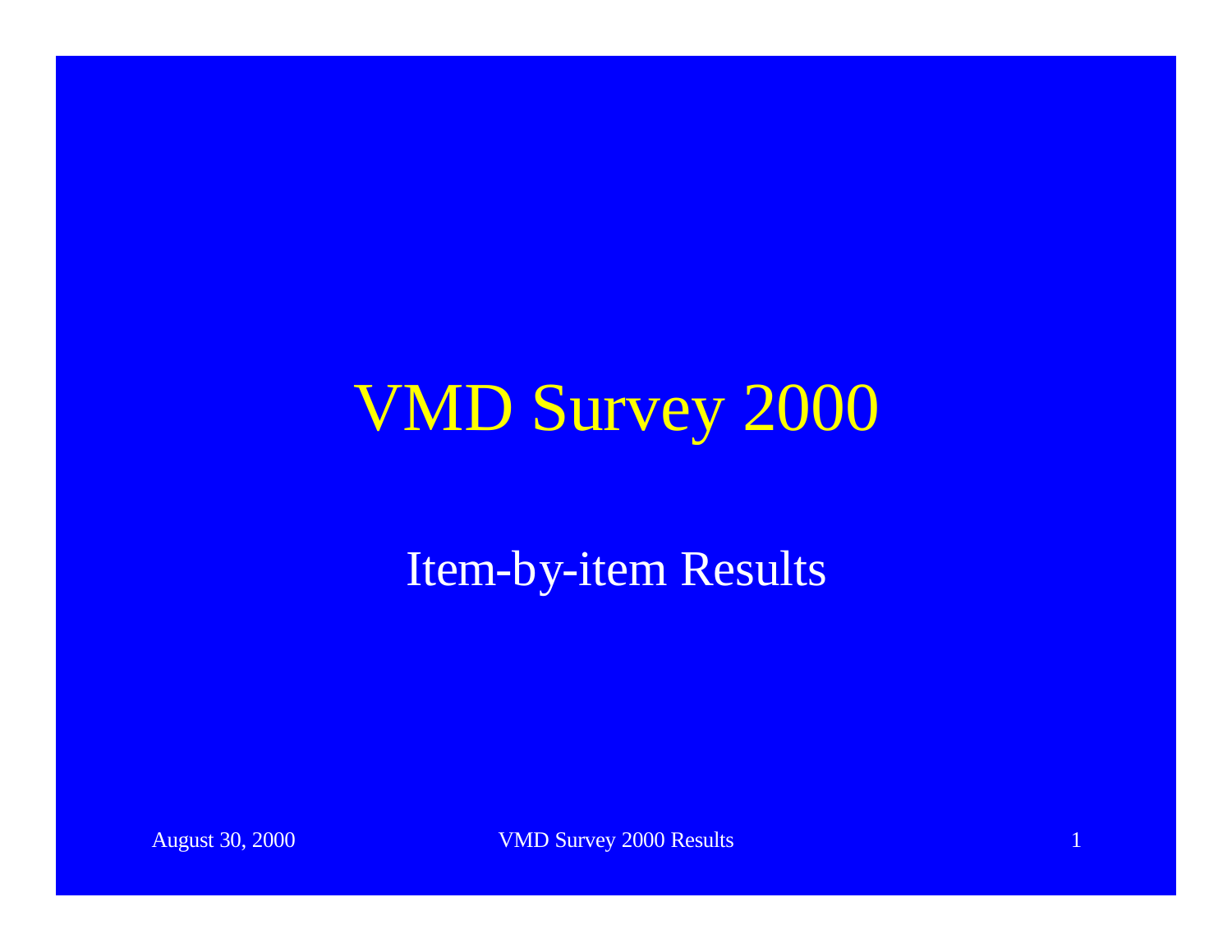# VMD Survey 2000

Item-by-item Results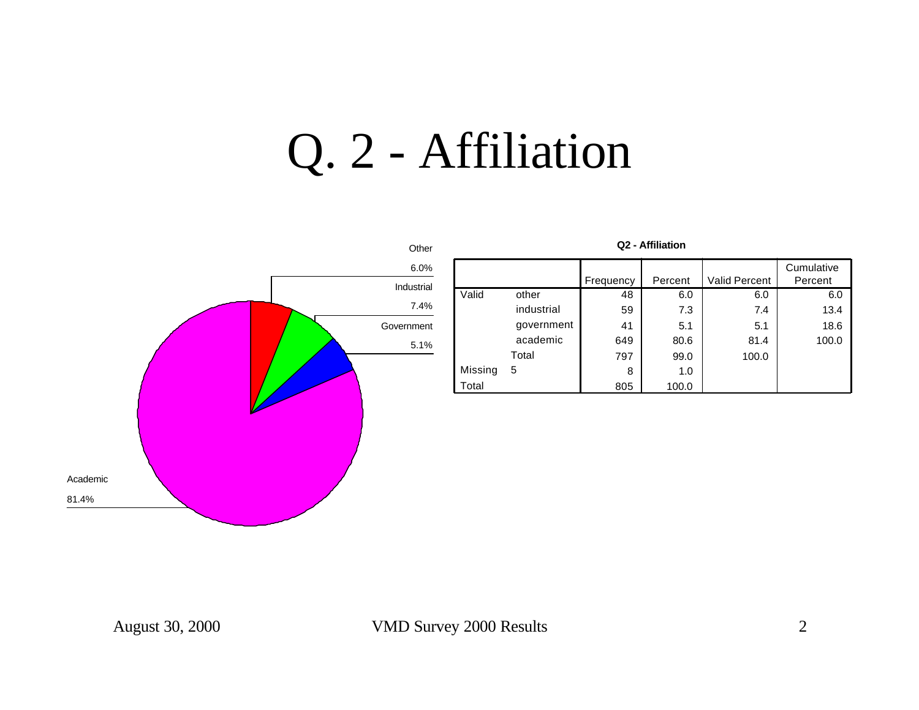# Q. 2 - Affiliation

Other 6.0%

Industrial 7.4%

Government 5.1%

Academic 81.4%

**Q2 - Affiliation**

| | | Frequency | Percent | Valid Percent | Cumulative Percent |
|---|---|---|---|---|---|
| Valid | other | 48 | 6.0 | 6.0 | 6.0 |
| | industrial | 59 | 7.3 | 7.4 | 13.4 |
| | government | 41 | 5.1 | 5.1 | 18.6 |
| | academic | 649 | 80.6 | 81.4 | 100.0 |
| | Total | 797 | 99.0 | 100.0 | |
| Missing | 5 | 8 | 1.0 | | |
| Total | | 805 | 100.0 | | |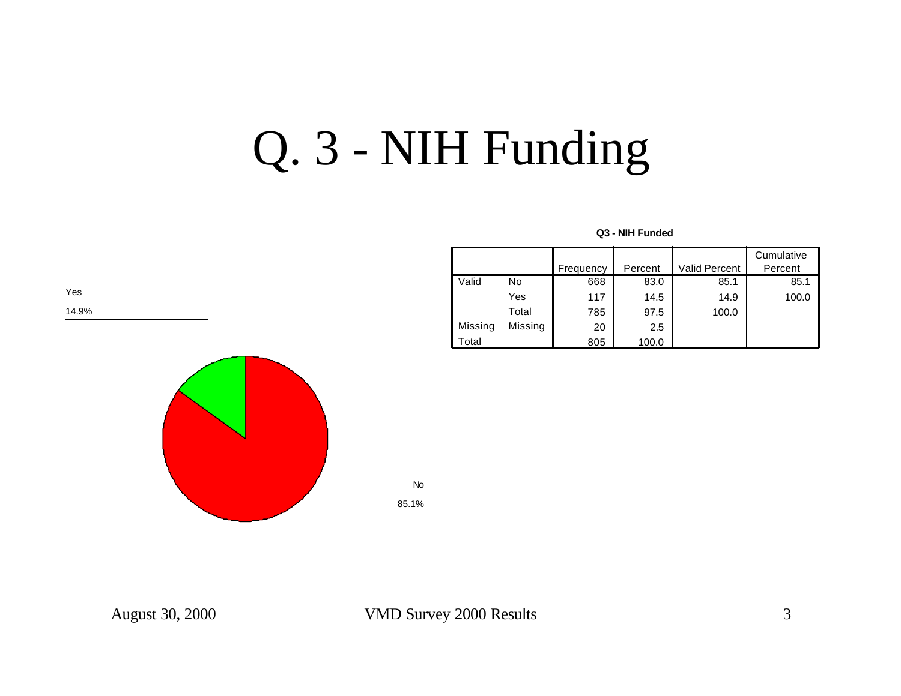# Q. 3 - NIH Funding

Yes
14.9%

No
85.1%

**Q3 - NIH Funded**

| | | Frequency | Percent | Valid Percent | Cumulative Percent |
|---|---|---|---|---|---|
| Valid | No | 668 | 83.0 | 85.1 | 85.1 |
| | Yes | 117 | 14.5 | 14.9 | 100.0 |
| | Total | 785 | 97.5 | 100.0 | |
| Missing | Missing | 20 | 2.5 | | |
| Total | | 805 | 100.0 | | |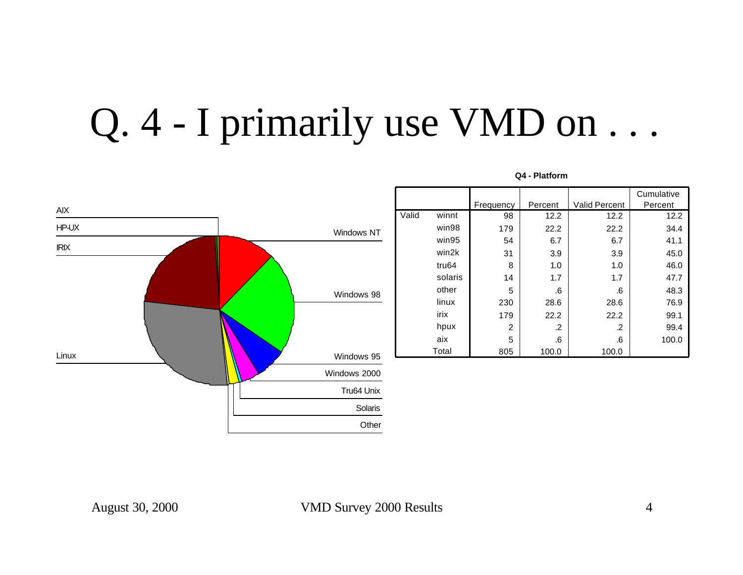# Q. 4 - I primarily use VMD on . . .

AIX

HP-UX

IRIX

Linux

Windows NT

Windows 98

Windows 95

Windows 2000

Tru64 Unix

Solaris

Other

**Q4 - Platform**

| | | Frequency | Percent | Valid Percent | Cumulative Percent |
|---|---|---|---|---|---|
| Valid | winnt | 98 | 12.2 | 12.2 | 12.2 |
| | win98 | 179 | 22.2 | 22.2 | 34.4 |
| | win95 | 54 | 6.7 | 6.7 | 41.1 |
| | win2k | 31 | 3.9 | 3.9 | 45.0 |
| | tru64 | 8 | 1.0 | 1.0 | 46.0 |
| | solaris | 14 | 1.7 | 1.7 | 47.7 |
| | other | 5 | .6 | .6 | 48.3 |
| | linux | 230 | 28.6 | 28.6 | 76.9 |
| | irix | 179 | 22.2 | 22.2 | 99.1 |
| | hpux | 2 | .2 | .2 | 99.4 |
| | aix | 5 | .6 | .6 | 100.0 |
| | Total | 805 | 100.0 | 100.0 | |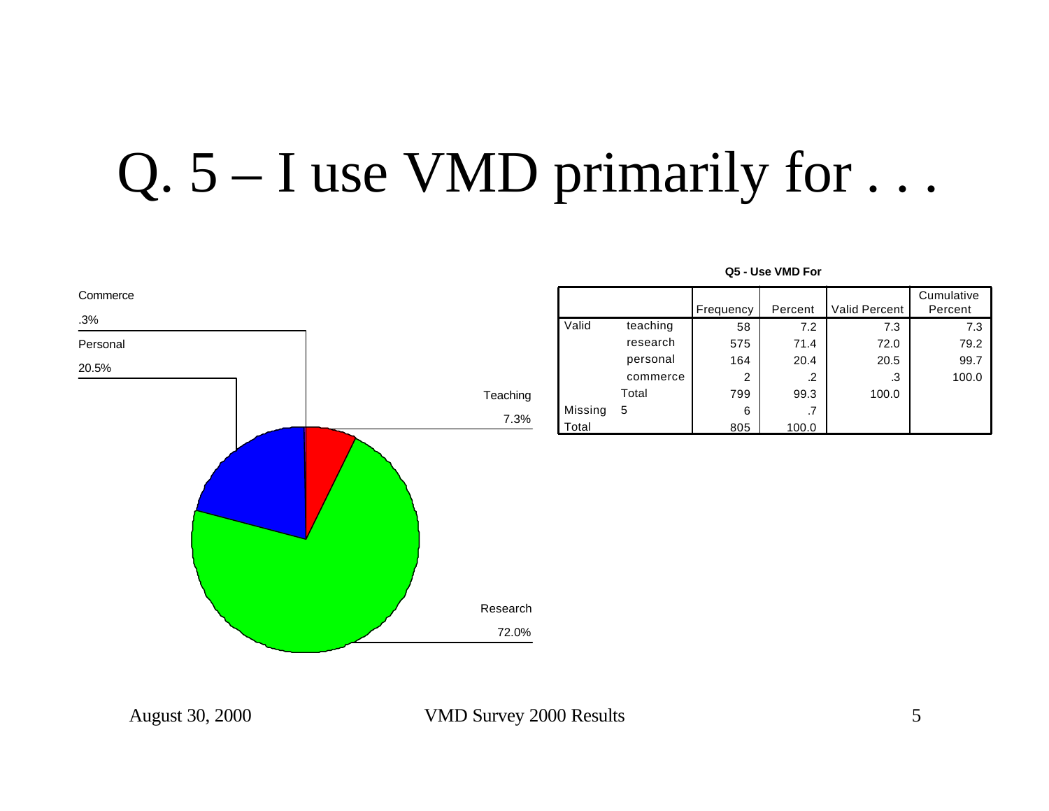# Q. 5 – I use VMD primarily for . . .

Commerce
.3%

Personal
20.5%

Teaching
7.3%

Research
72.0%

**Q5 - Use VMD For**

| | | Frequency | Percent | Valid Percent | Cumulative Percent |
|---|---|---|---|---|---|
| Valid | teaching | 58 | 7.2 | 7.3 | 7.3 |
| | research | 575 | 71.4 | 72.0 | 79.2 |
| | personal | 164 | 20.4 | 20.5 | 99.7 |
| | commerce | 2 | .2 | .3 | 100.0 |
| | Total | 799 | 99.3 | 100.0 | |
| Missing | 5 | 6 | .7 | | |
| Total | | 805 | 100.0 | | |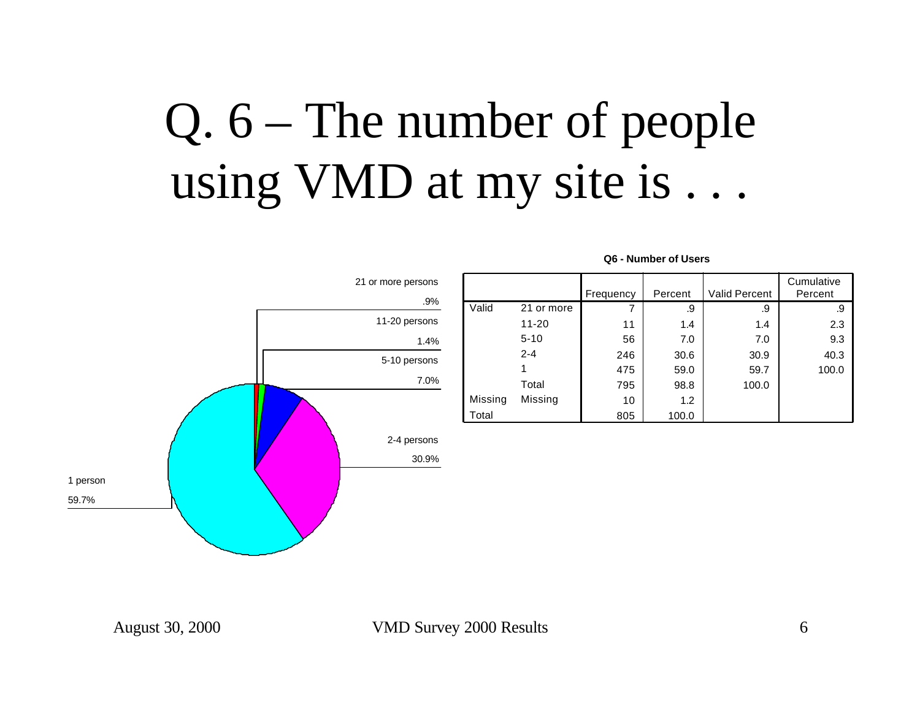# Q. 6 – The number of people using VMD at my site is . . .

21 or more persons .9%

11-20 persons 1.4%

5-10 persons 7.0%

2-4 persons 30.9%

1 person 59.7%

**Q6 - Number of Users**

| | | Frequency | Percent | Valid Percent | Cumulative Percent |
|---|---|---|---|---|---|
| Valid | 21 or more | 7 | .9 | .9 | .9 |
| | 11-20 | 11 | 1.4 | 1.4 | 2.3 |
| | 5-10 | 56 | 7.0 | 7.0 | 9.3 |
| | 2-4 | 246 | 30.6 | 30.9 | 40.3 |
| | 1 | 475 | 59.0 | 59.7 | 100.0 |
| | Total | 795 | 98.8 | 100.0 | |
| Missing | Missing | 10 | 1.2 | | |
| Total | | 805 | 100.0 | | |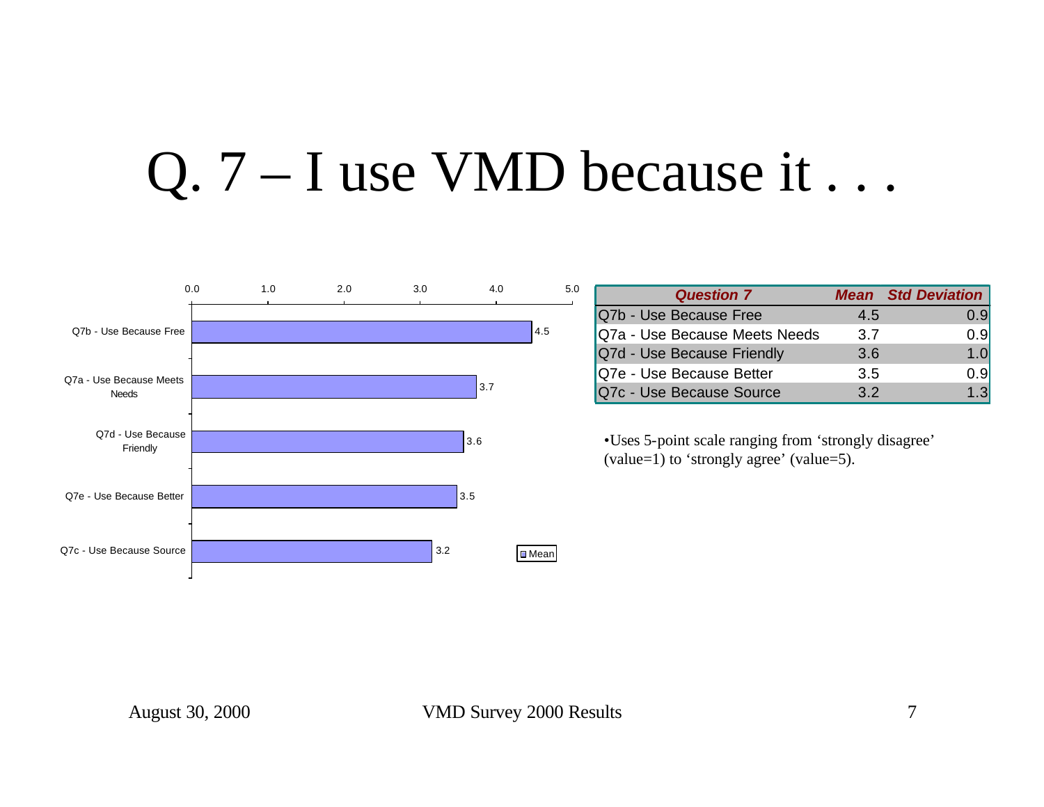# Q. 7 – I use VMD because it . . .

| Question 7 | Mean | Std Deviation |
|---|---|---|
| Q7b - Use Because Free | 4.5 | 0.9 |
| Q7a - Use Because Meets Needs | 3.7 | 0.9 |
| Q7d - Use Because Friendly | 3.6 | 1.0 |
| Q7e - Use Because Better | 3.5 | 0.9 |
| Q7c - Use Because Source | 3.2 | 1.3 |

- Uses 5-point scale ranging from 'strongly disagree' (value=1) to 'strongly agree' (value=5).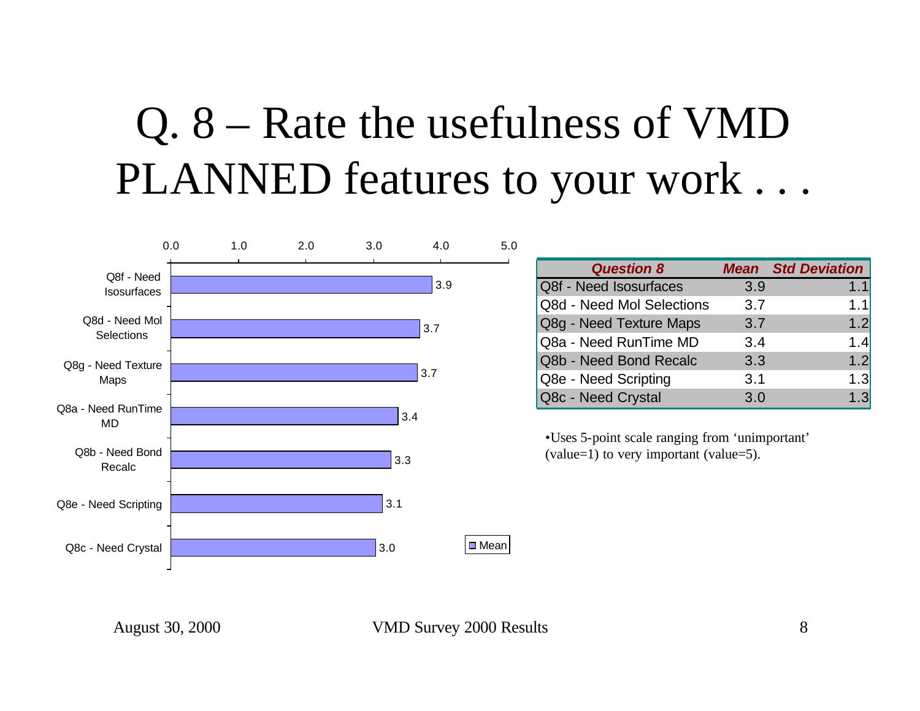# Q. 8 – Rate the usefulness of VMD PLANNED features to your work . . .

| Question 8 | Mean | Std Deviation |
| --- | --- | --- |
| Q8f - Need Isosurfaces | 3.9 | 1.1 |
| Q8d - Need Mol Selections | 3.7 | 1.1 |
| Q8g - Need Texture Maps | 3.7 | 1.2 |
| Q8a - Need RunTime MD | 3.4 | 1.4 |
| Q8b - Need Bond Recalc | 3.3 | 1.2 |
| Q8e - Need Scripting | 3.1 | 1.3 |
| Q8c - Need Crystal | 3.0 | 1.3 |

- Uses 5-point scale ranging from 'unimportant' (value=1) to very important (value=5).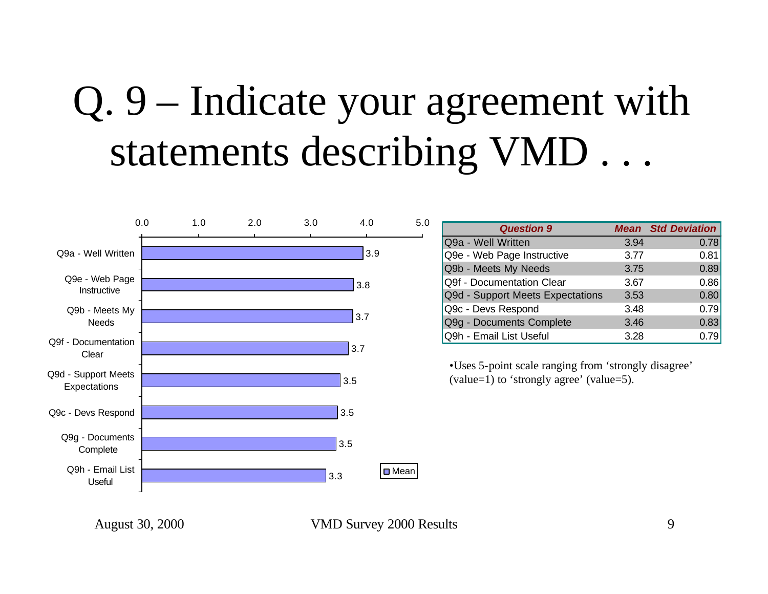# Q. 9 – Indicate your agreement with statements describing VMD . . .

| Question 9 | Mean | Std Deviation |
|---|---|---|
| Q9a - Well Written | 3.94 | 0.78 |
| Q9e - Web Page Instructive | 3.77 | 0.81 |
| Q9b - Meets My Needs | 3.75 | 0.89 |
| Q9f - Documentation Clear | 3.67 | 0.86 |
| Q9d - Support Meets Expectations | 3.53 | 0.80 |
| Q9c - Devs Respond | 3.48 | 0.79 |
| Q9g - Documents Complete | 3.46 | 0.83 |
| Q9h - Email List Useful | 3.28 | 0.79 |

- Uses 5-point scale ranging from ‘strongly disagree’ (value=1) to ‘strongly agree’ (value=5).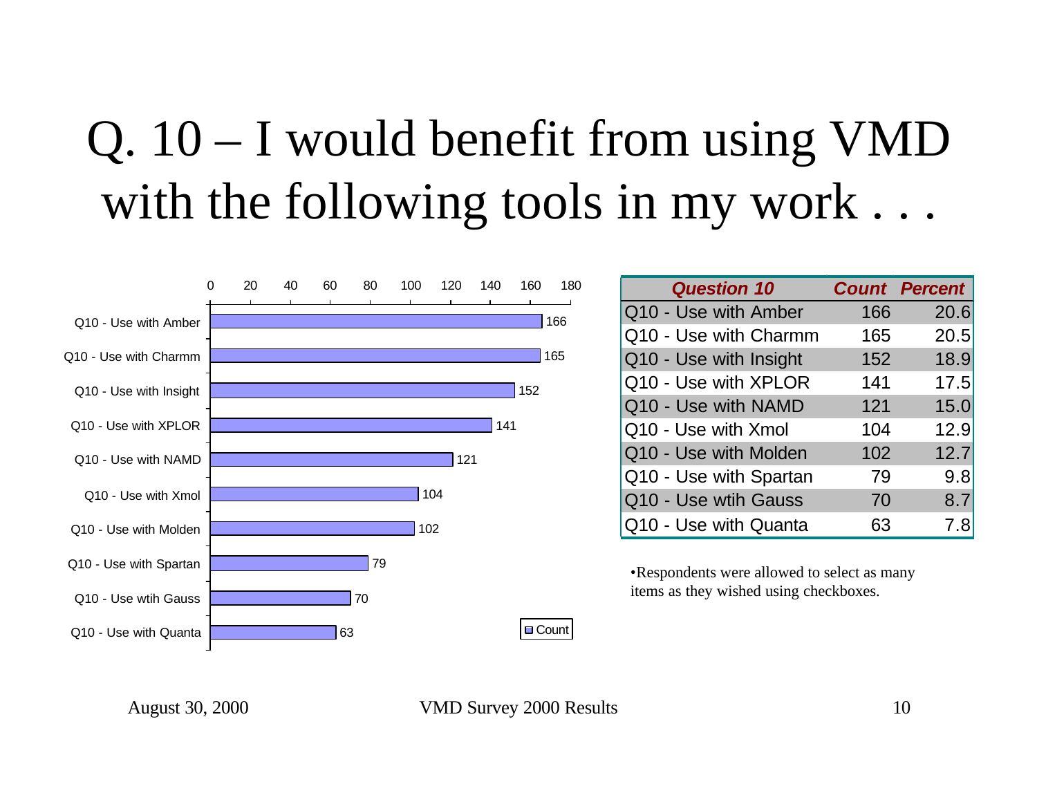# Q. 10 – I would benefit from using VMD with the following tools in my work . . .

| Question 10 | Count | Percent |
| --- | --- | --- |
| Q10 - Use with Amber | 166 | 20.6 |
| Q10 - Use with Charmm | 165 | 20.5 |
| Q10 - Use with Insight | 152 | 18.9 |
| Q10 - Use with XPLOR | 141 | 17.5 |
| Q10 - Use with NAMD | 121 | 15.0 |
| Q10 - Use with Xmol | 104 | 12.9 |
| Q10 - Use with Molden | 102 | 12.7 |
| Q10 - Use with Spartan | 79 | 9.8 |
| Q10 - Use wtih Gauss | 70 | 8.7 |
| Q10 - Use with Quanta | 63 | 7.8 |

- Respondents were allowed to select as many items as they wished using checkboxes.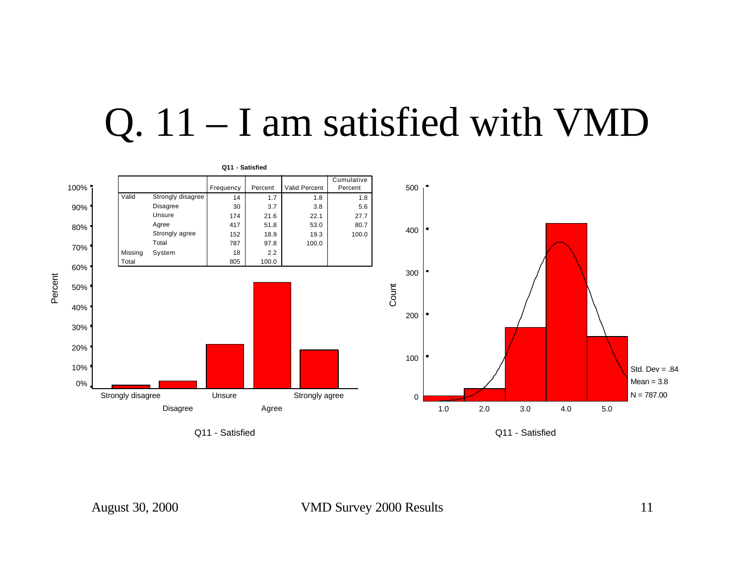# Q. 11 – I am satisfied with VMD

**Q11 - Satisfied**

| | | Frequency | Percent | Valid Percent | Cumulative Percent |
|---|---|---|---|---|---|
| Valid | Strongly disagree | 14 | 1.7 | 1.8 | 1.8 |
| | Disagree | 30 | 3.7 | 3.8 | 5.6 |
| | Unsure | 174 | 21.6 | 22.1 | 27.7 |
| | Agree | 417 | 51.8 | 53.0 | 80.7 |
| | Strongly agree | 152 | 18.9 | 19.3 | 100.0 |
| | Total | 787 | 97.8 | 100.0 | |
| Missing | System | 18 | 2.2 | | |
| Total | | 805 | 100.0 | | |

Q11 - Satisfied

Std. Dev = .84
Mean = 3.8
N = 787.00

Q11 - Satisfied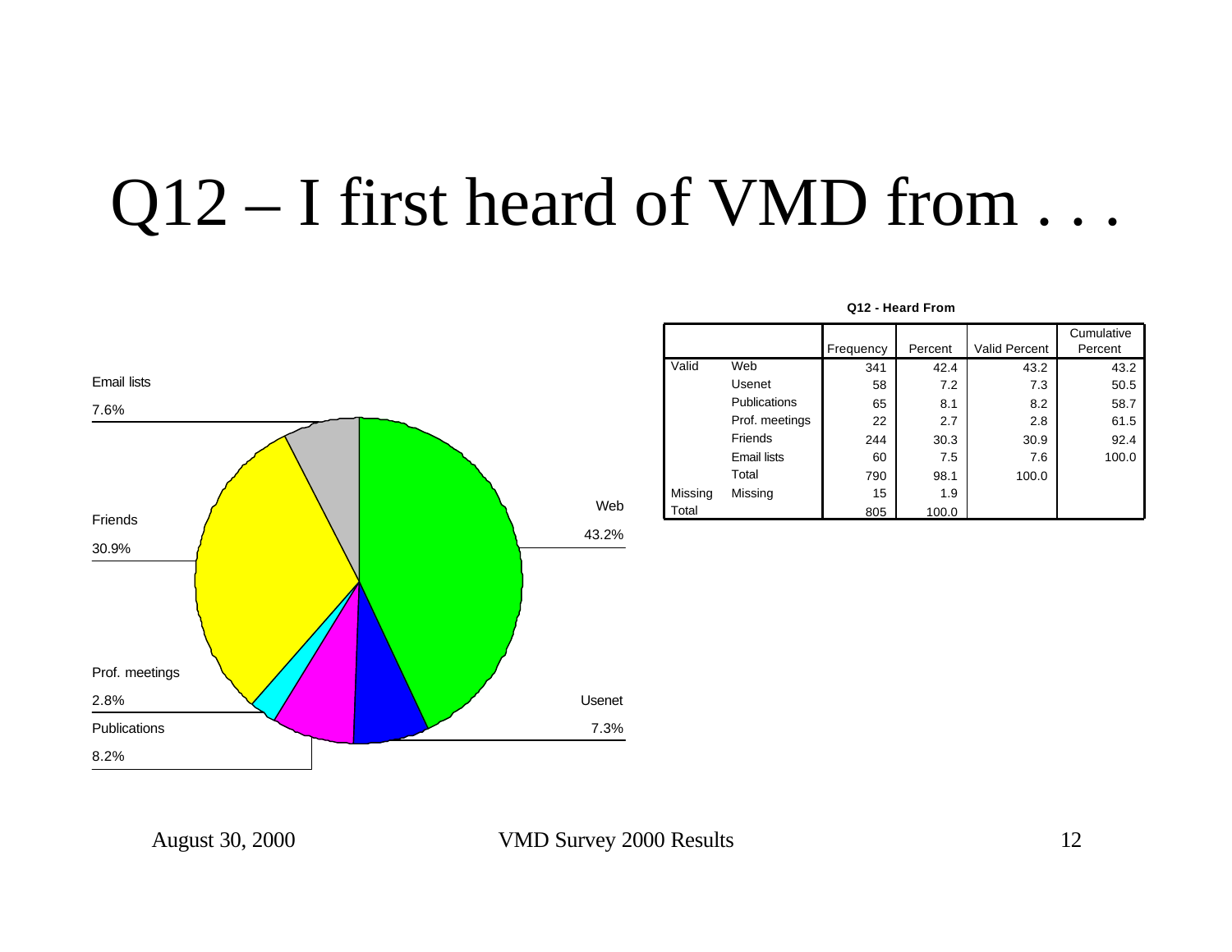# Q12 – I first heard of VMD from . . .

Email lists 7.6%

Friends 30.9%

Prof. meetings 2.8%

Publications 8.2%

Web 43.2%

Usenet 7.3%

**Q12 - Heard From**

| | | Frequency | Percent | Valid Percent | Cumulative Percent |
|---|---|---|---|---|---|
| Valid | Web | 341 | 42.4 | 43.2 | 43.2 |
| | Usenet | 58 | 7.2 | 7.3 | 50.5 |
| | Publications | 65 | 8.1 | 8.2 | 58.7 |
| | Prof. meetings | 22 | 2.7 | 2.8 | 61.5 |
| | Friends | 244 | 30.3 | 30.9 | 92.4 |
| | Email lists | 60 | 7.5 | 7.6 | 100.0 |
| | Total | 790 | 98.1 | 100.0 | |
| Missing | Missing | 15 | 1.9 | | |
| Total | | 805 | 100.0 | | |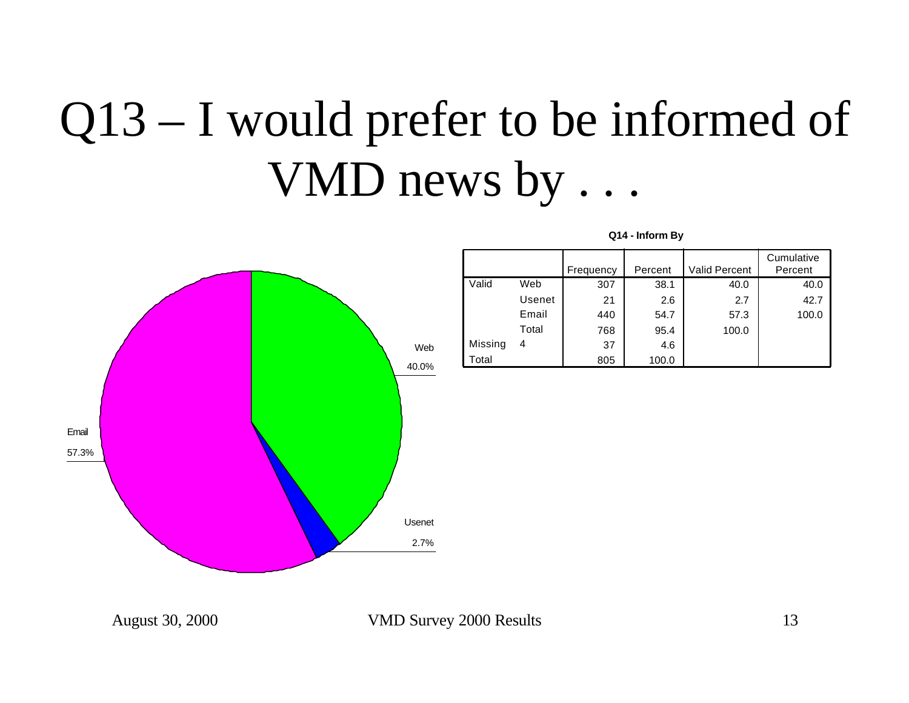# Q13 – I would prefer to be informed of VMD news by . . .

Web
40.0%

Email
57.3%

Usenet
2.7%

**Q14 - Inform By**

| | | Frequency | Percent | Valid Percent | Cumulative Percent |
|---|---|---|---|---|---|
| Valid | Web | 307 | 38.1 | 40.0 | 40.0 |
| | Usenet | 21 | 2.6 | 2.7 | 42.7 |
| | Email | 440 | 54.7 | 57.3 | 100.0 |
| | Total | 768 | 95.4 | 100.0 | |
| Missing | 4 | 37 | 4.6 | | |
| Total | | 805 | 100.0 | | |